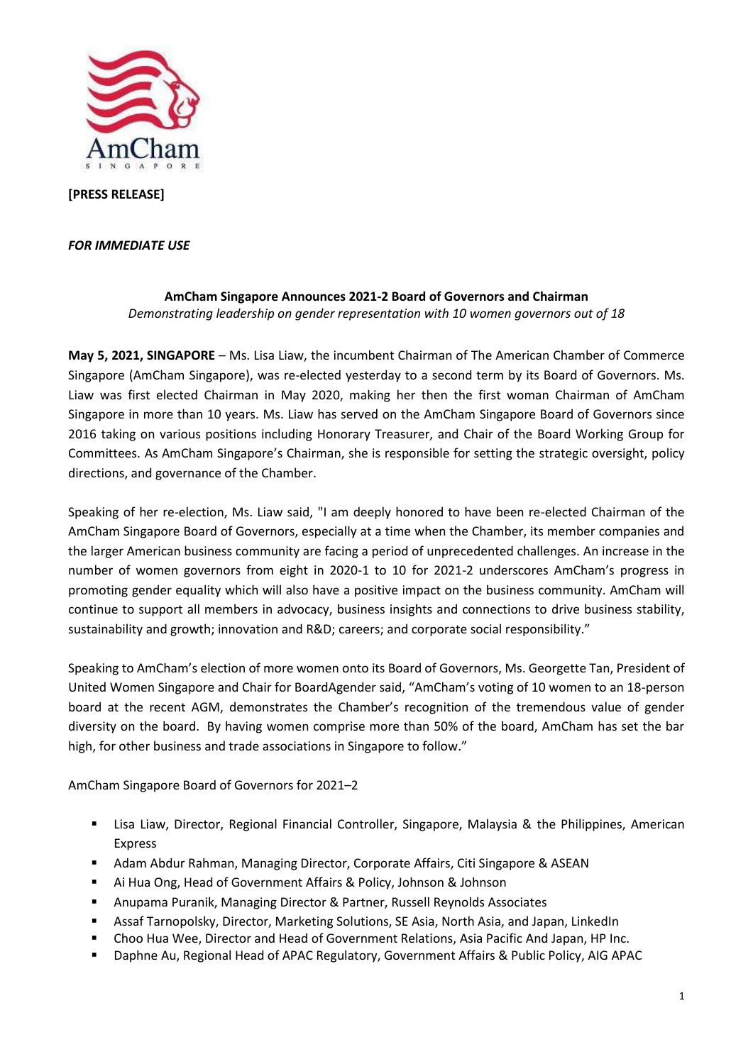**[PRESS RELEASE]**

***FOR IMMEDIATE USE***

**AmCham Singapore Announces 2021-2 Board of Governors and Chairman**

*Demonstrating leadership on gender representation with 10 women governors out of 18*

**May 5, 2021, SINGAPORE** – Ms. Lisa Liaw, the incumbent Chairman of The American Chamber of Commerce Singapore (AmCham Singapore), was re-elected yesterday to a second term by its Board of Governors. Ms. Liaw was first elected Chairman in May 2020, making her then the first woman Chairman of AmCham Singapore in more than 10 years. Ms. Liaw has served on the AmCham Singapore Board of Governors since 2016 taking on various positions including Honorary Treasurer, and Chair of the Board Working Group for Committees. As AmCham Singapore's Chairman, she is responsible for setting the strategic oversight, policy directions, and governance of the Chamber.

Speaking of her re-election, Ms. Liaw said, "I am deeply honored to have been re-elected Chairman of the AmCham Singapore Board of Governors, especially at a time when the Chamber, its member companies and the larger American business community are facing a period of unprecedented challenges. An increase in the number of women governors from eight in 2020-1 to 10 for 2021-2 underscores AmCham's progress in promoting gender equality which will also have a positive impact on the business community. AmCham will continue to support all members in advocacy, business insights and connections to drive business stability, sustainability and growth; innovation and R&D; careers; and corporate social responsibility."

Speaking to AmCham's election of more women onto its Board of Governors, Ms. Georgette Tan, President of United Women Singapore and Chair for BoardAgender said, "AmCham's voting of 10 women to an 18-person board at the recent AGM, demonstrates the Chamber's recognition of the tremendous value of gender diversity on the board. By having women comprise more than 50% of the board, AmCham has set the bar high, for other business and trade associations in Singapore to follow."

AmCham Singapore Board of Governors for 2021–2

- Lisa Liaw, Director, Regional Financial Controller, Singapore, Malaysia & the Philippines, American Express
- Adam Abdur Rahman, Managing Director, Corporate Affairs, Citi Singapore & ASEAN
- Ai Hua Ong, Head of Government Affairs & Policy, Johnson & Johnson
- Anupama Puranik, Managing Director & Partner, Russell Reynolds Associates
- Assaf Tarnopolsky, Director, Marketing Solutions, SE Asia, North Asia, and Japan, LinkedIn
- Choo Hua Wee, Director and Head of Government Relations, Asia Pacific And Japan, HP Inc.
- Daphne Au, Regional Head of APAC Regulatory, Government Affairs & Public Policy, AIG APAC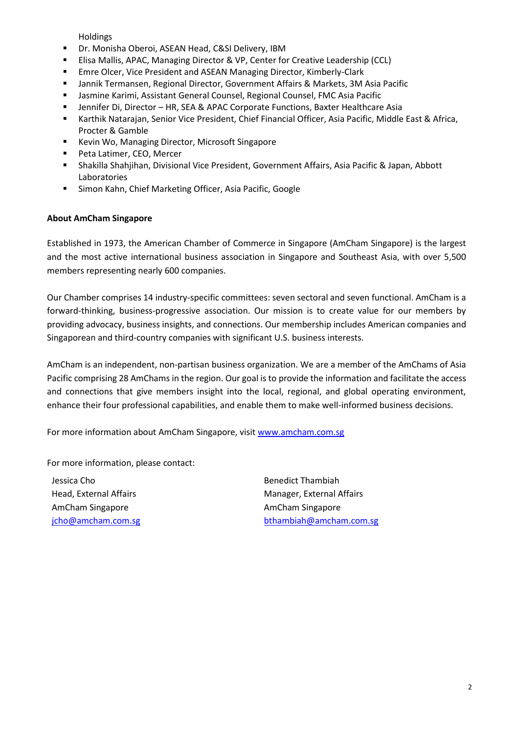Holdings

- Dr. Monisha Oberoi, ASEAN Head, C&SI Delivery, IBM
- Elisa Mallis, APAC, Managing Director & VP, Center for Creative Leadership (CCL)
- Emre Olcer, Vice President and ASEAN Managing Director, Kimberly-Clark
- Jannik Termansen, Regional Director, Government Affairs & Markets, 3M Asia Pacific
- Jasmine Karimi, Assistant General Counsel, Regional Counsel, FMC Asia Pacific
- Jennifer Di, Director – HR, SEA & APAC Corporate Functions, Baxter Healthcare Asia
- Karthik Natarajan, Senior Vice President, Chief Financial Officer, Asia Pacific, Middle East & Africa, Procter & Gamble
- Kevin Wo, Managing Director, Microsoft Singapore
- Peta Latimer, CEO, Mercer
- Shakilla Shahjihan, Divisional Vice President, Government Affairs, Asia Pacific & Japan, Abbott Laboratories
- Simon Kahn, Chief Marketing Officer, Asia Pacific, Google

**About AmCham Singapore**

Established in 1973, the American Chamber of Commerce in Singapore (AmCham Singapore) is the largest and the most active international business association in Singapore and Southeast Asia, with over 5,500 members representing nearly 600 companies.

Our Chamber comprises 14 industry-specific committees: seven sectoral and seven functional. AmCham is a forward-thinking, business-progressive association. Our mission is to create value for our members by providing advocacy, business insights, and connections. Our membership includes American companies and Singaporean and third-country companies with significant U.S. business interests.

AmCham is an independent, non-partisan business organization. We are a member of the AmChams of Asia Pacific comprising 28 AmChams in the region. Our goal is to provide the information and facilitate the access and connections that give members insight into the local, regional, and global operating environment, enhance their four professional capabilities, and enable them to make well-informed business decisions.

For more information about AmCham Singapore, visit [www.amcham.com.sg](http://www.amcham.com.sg)

For more information, please contact:

Jessica Cho
Head, External Affairs
AmCham Singapore
[jcho@amcham.com.sg](mailto:jcho@amcham.com.sg)

Benedict Thambiah
Manager, External Affairs
AmCham Singapore
[bthambiah@amcham.com.sg](mailto:bthambiah@amcham.com.sg)